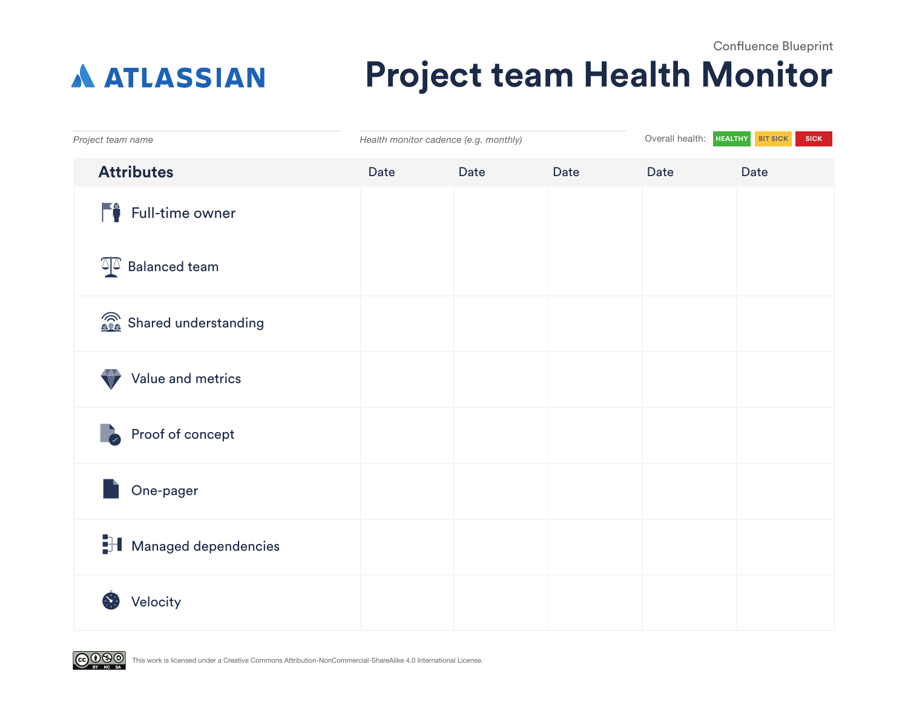Confluence Blueprint

ATLASSIAN

# Project team Health Monitor

*Project team name*

*Health monitor cadence (e.g. monthly)*

Overall health: HEALTHY BIT SICK SICK

| Attributes | Date | Date | Date | Date | Date |
|---|---|---|---|---|---|
| Full-time owner | | | | | |
| Balanced team | | | | | |
| Shared understanding | | | | | |
| Value and metrics | | | | | |
| Proof of concept | | | | | |
| One-pager | | | | | |
| Managed dependencies | | | | | |
| Velocity | | | | | |

This work is licensed under a Creative Commons Attribution-NonCommercial-ShareAlike 4.0 International License.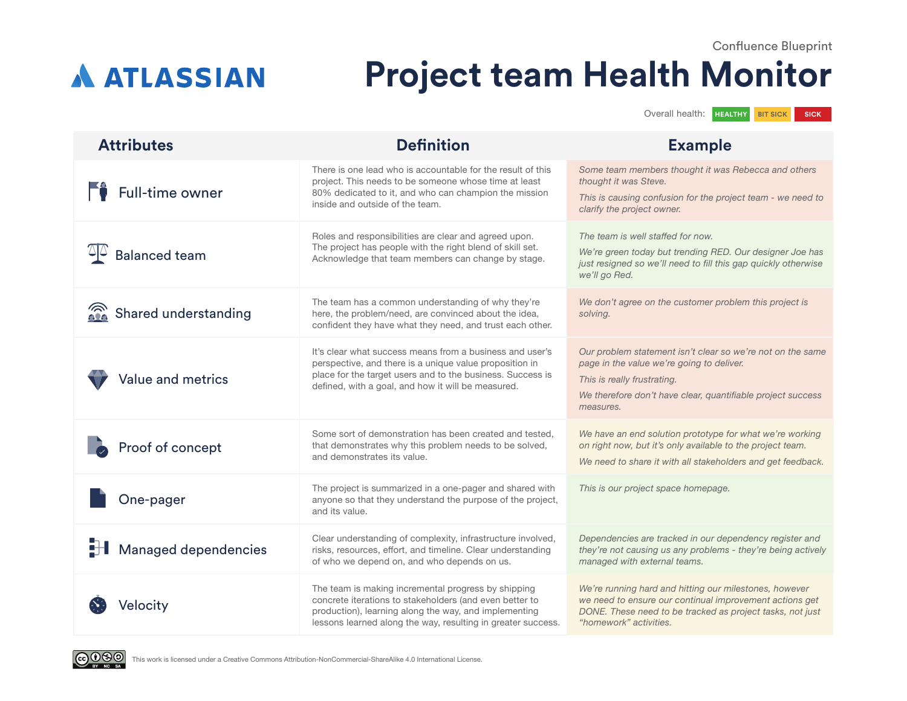Confluence Blueprint

# ATLASSIAN

# Project team Health Monitor

Overall health: HEALTHY BIT SICK SICK

| Attributes | Definition | Example |
|---|---|---|
| Full-time owner | There is one lead who is accountable for the result of this project. This needs to be someone whose time at least 80% dedicated to it, and who can champion the mission inside and outside of the team. | *Some team members thought it was Rebecca and others thought it was Steve.* <br> *This is causing confusion for the project team - we need to clarify the project owner.* |
| Balanced team | Roles and responsibilities are clear and agreed upon. The project has people with the right blend of skill set. Acknowledge that team members can change by stage. | *The team is well staffed for now.* <br> *We're green today but trending RED. Our designer Joe has just resigned so we'll need to fill this gap quickly otherwise we'll go Red.* |
| Shared understanding | The team has a common understanding of why they're here, the problem/need, are convinced about the idea, confident they have what they need, and trust each other. | *We don't agree on the customer problem this project is solving.* |
| Value and metrics | It's clear what success means from a business and user's perspective, and there is a unique value proposition in place for the target users and to the business. Success is defined, with a goal, and how it will be measured. | *Our problem statement isn't clear so we're not on the same page in the value we're going to deliver.* <br> *This is really frustrating.* <br> *We therefore don't have clear, quantifiable project success measures.* |
| Proof of concept | Some sort of demonstration has been created and tested, that demonstrates why this problem needs to be solved, and demonstrates its value. | *We have an end solution prototype for what we're working on right now, but it's only available to the project team.* <br> *We need to share it with all stakeholders and get feedback.* |
| One-pager | The project is summarized in a one-pager and shared with anyone so that they understand the purpose of the project, and its value. | *This is our project space homepage.* |
| Managed dependencies | Clear understanding of complexity, infrastructure involved, risks, resources, effort, and timeline. Clear understanding of who we depend on, and who depends on us. | *Dependencies are tracked in our dependency register and they're not causing us any problems - they're being actively managed with external teams.* |
| Velocity | The team is making incremental progress by shipping concrete iterations to stakeholders (and even better to production), learning along the way, and implementing lessons learned along the way, resulting in greater success. | *We're running hard and hitting our milestones, however we need to ensure our continual improvement actions get DONE. These need to be tracked as project tasks, not just "homework" activities.* |

This work is licensed under a Creative Commons Attribution-NonCommercial-ShareAlike 4.0 International License.